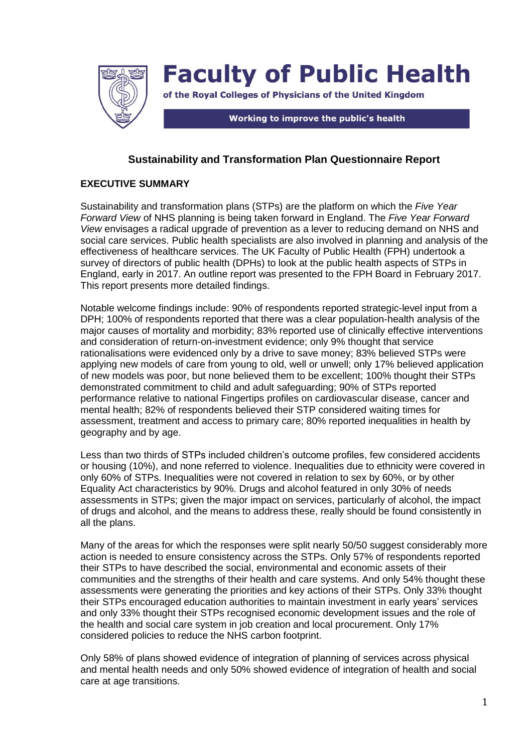# Faculty of Public Health

of the Royal Colleges of Physicians of the United Kingdom

Working to improve the public's health

## Sustainability and Transformation Plan Questionnaire Report

### EXECUTIVE SUMMARY

Sustainability and transformation plans (STPs) are the platform on which the *Five Year Forward View* of NHS planning is being taken forward in England. The *Five Year Forward View* envisages a radical upgrade of prevention as a lever to reducing demand on NHS and social care services. Public health specialists are also involved in planning and analysis of the effectiveness of healthcare services. The UK Faculty of Public Health (FPH) undertook a survey of directors of public health (DPHs) to look at the public health aspects of STPs in England, early in 2017. An outline report was presented to the FPH Board in February 2017. This report presents more detailed findings.

Notable welcome findings include: 90% of respondents reported strategic-level input from a DPH; 100% of respondents reported that there was a clear population-health analysis of the major causes of mortality and morbidity; 83% reported use of clinically effective interventions and consideration of return-on-investment evidence; only 9% thought that service rationalisations were evidenced only by a drive to save money; 83% believed STPs were applying new models of care from young to old, well or unwell; only 17% believed application of new models was poor, but none believed them to be excellent; 100% thought their STPs demonstrated commitment to child and adult safeguarding; 90% of STPs reported performance relative to national Fingertips profiles on cardiovascular disease, cancer and mental health; 82% of respondents believed their STP considered waiting times for assessment, treatment and access to primary care; 80% reported inequalities in health by geography and by age.

Less than two thirds of STPs included children's outcome profiles, few considered accidents or housing (10%), and none referred to violence. Inequalities due to ethnicity were covered in only 60% of STPs. Inequalities were not covered in relation to sex by 60%, or by other Equality Act characteristics by 90%. Drugs and alcohol featured in only 30% of needs assessments in STPs; given the major impact on services, particularly of alcohol, the impact of drugs and alcohol, and the means to address these, really should be found consistently in all the plans.

Many of the areas for which the responses were split nearly 50/50 suggest considerably more action is needed to ensure consistency across the STPs. Only 57% of respondents reported their STPs to have described the social, environmental and economic assets of their communities and the strengths of their health and care systems. And only 54% thought these assessments were generating the priorities and key actions of their STPs. Only 33% thought their STPs encouraged education authorities to maintain investment in early years' services and only 33% thought their STPs recognised economic development issues and the role of the health and social care system in job creation and local procurement. Only 17% considered policies to reduce the NHS carbon footprint.

Only 58% of plans showed evidence of integration of planning of services across physical and mental health needs and only 50% showed evidence of integration of health and social care at age transitions.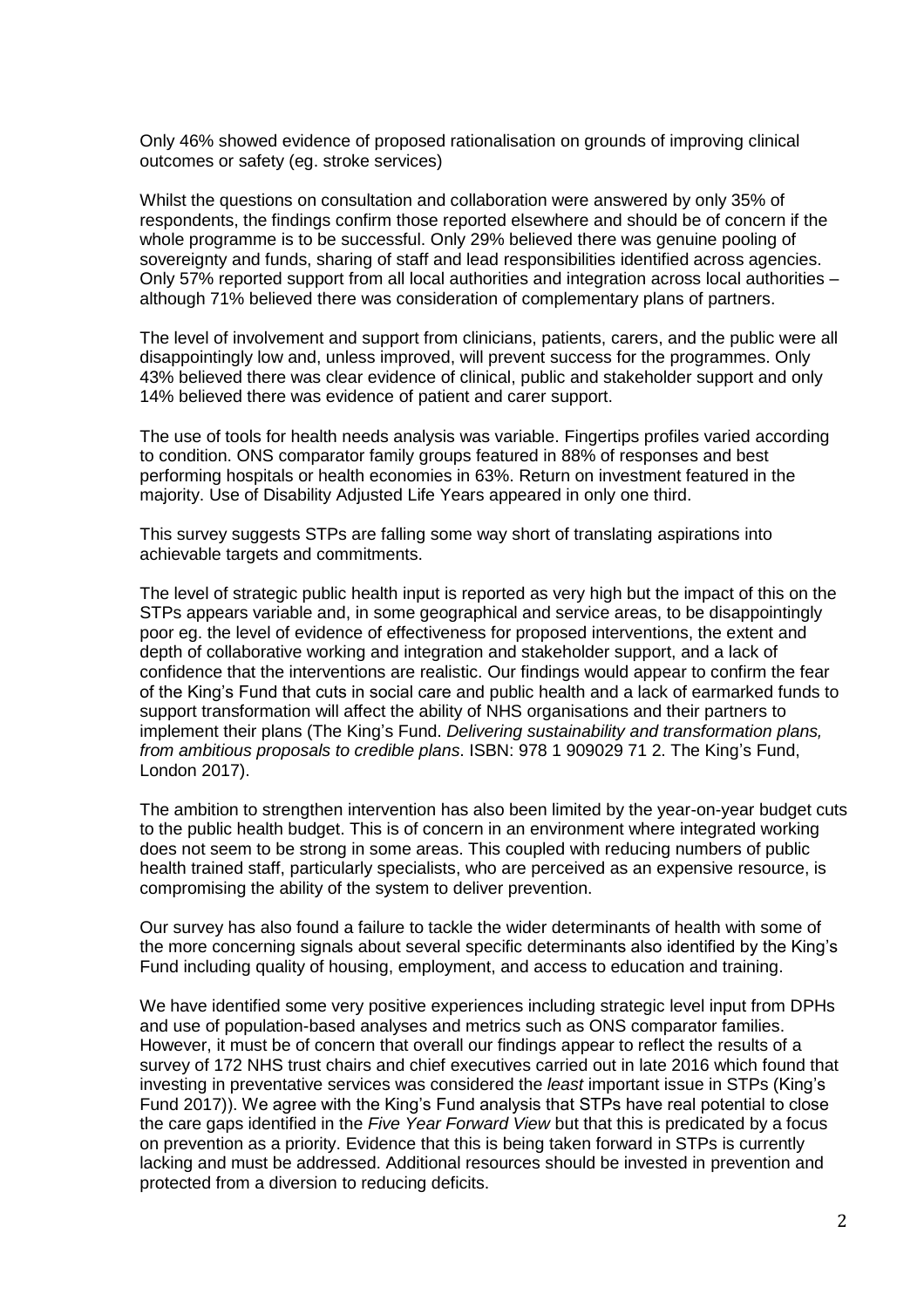Only 46% showed evidence of proposed rationalisation on grounds of improving clinical outcomes or safety (eg. stroke services)

Whilst the questions on consultation and collaboration were answered by only 35% of respondents, the findings confirm those reported elsewhere and should be of concern if the whole programme is to be successful. Only 29% believed there was genuine pooling of sovereignty and funds, sharing of staff and lead responsibilities identified across agencies. Only 57% reported support from all local authorities and integration across local authorities – although 71% believed there was consideration of complementary plans of partners.

The level of involvement and support from clinicians, patients, carers, and the public were all disappointingly low and, unless improved, will prevent success for the programmes. Only 43% believed there was clear evidence of clinical, public and stakeholder support and only 14% believed there was evidence of patient and carer support.

The use of tools for health needs analysis was variable. Fingertips profiles varied according to condition. ONS comparator family groups featured in 88% of responses and best performing hospitals or health economies in 63%. Return on investment featured in the majority. Use of Disability Adjusted Life Years appeared in only one third.

This survey suggests STPs are falling some way short of translating aspirations into achievable targets and commitments.

The level of strategic public health input is reported as very high but the impact of this on the STPs appears variable and, in some geographical and service areas, to be disappointingly poor eg. the level of evidence of effectiveness for proposed interventions, the extent and depth of collaborative working and integration and stakeholder support, and a lack of confidence that the interventions are realistic. Our findings would appear to confirm the fear of the King's Fund that cuts in social care and public health and a lack of earmarked funds to support transformation will affect the ability of NHS organisations and their partners to implement their plans (The King's Fund. *Delivering sustainability and transformation plans, from ambitious proposals to credible plans*. ISBN: 978 1 909029 71 2. The King's Fund, London 2017).

The ambition to strengthen intervention has also been limited by the year-on-year budget cuts to the public health budget. This is of concern in an environment where integrated working does not seem to be strong in some areas. This coupled with reducing numbers of public health trained staff, particularly specialists, who are perceived as an expensive resource, is compromising the ability of the system to deliver prevention.

Our survey has also found a failure to tackle the wider determinants of health with some of the more concerning signals about several specific determinants also identified by the King's Fund including quality of housing, employment, and access to education and training.

We have identified some very positive experiences including strategic level input from DPHs and use of population-based analyses and metrics such as ONS comparator families. However, it must be of concern that overall our findings appear to reflect the results of a survey of 172 NHS trust chairs and chief executives carried out in late 2016 which found that investing in preventative services was considered the *least* important issue in STPs (King's Fund 2017)). We agree with the King's Fund analysis that STPs have real potential to close the care gaps identified in the *Five Year Forward View* but that this is predicated by a focus on prevention as a priority. Evidence that this is being taken forward in STPs is currently lacking and must be addressed. Additional resources should be invested in prevention and protected from a diversion to reducing deficits.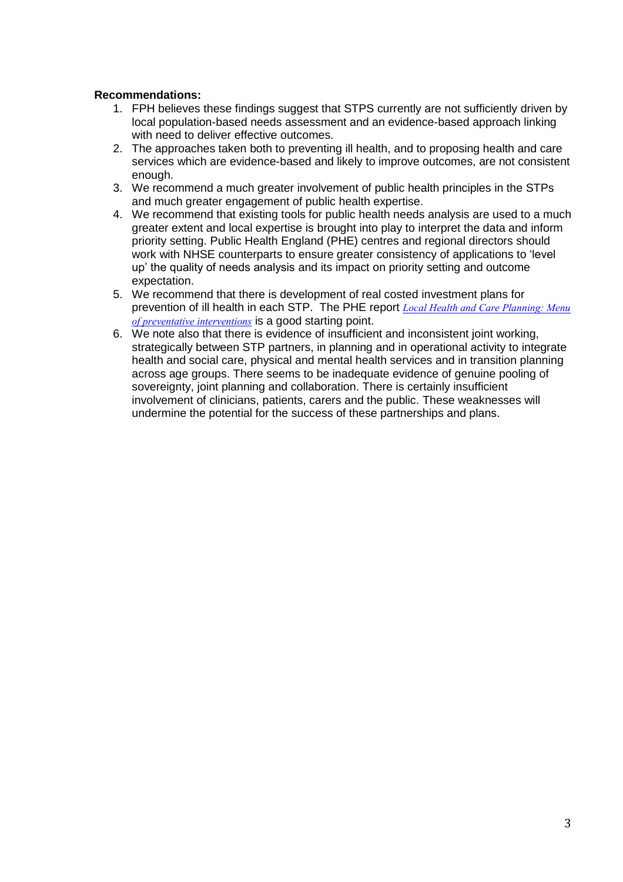**Recommendations:**

1. FPH believes these findings suggest that STPS currently are not sufficiently driven by local population-based needs assessment and an evidence-based approach linking with need to deliver effective outcomes.
2. The approaches taken both to preventing ill health, and to proposing health and care services which are evidence-based and likely to improve outcomes, are not consistent enough.
3. We recommend a much greater involvement of public health principles in the STPs and much greater engagement of public health expertise.
4. We recommend that existing tools for public health needs analysis are used to a much greater extent and local expertise is brought into play to interpret the data and inform priority setting. Public Health England (PHE) centres and regional directors should work with NHSE counterparts to ensure greater consistency of applications to 'level up' the quality of needs analysis and its impact on priority setting and outcome expectation.
5. We recommend that there is development of real costed investment plans for prevention of ill health in each STP. The PHE report *Local Health and Care Planning: Menu of preventative interventions* is a good starting point.
6. We note also that there is evidence of insufficient and inconsistent joint working, strategically between STP partners, in planning and in operational activity to integrate health and social care, physical and mental health services and in transition planning across age groups. There seems to be inadequate evidence of genuine pooling of sovereignty, joint planning and collaboration. There is certainly insufficient involvement of clinicians, patients, carers and the public. These weaknesses will undermine the potential for the success of these partnerships and plans.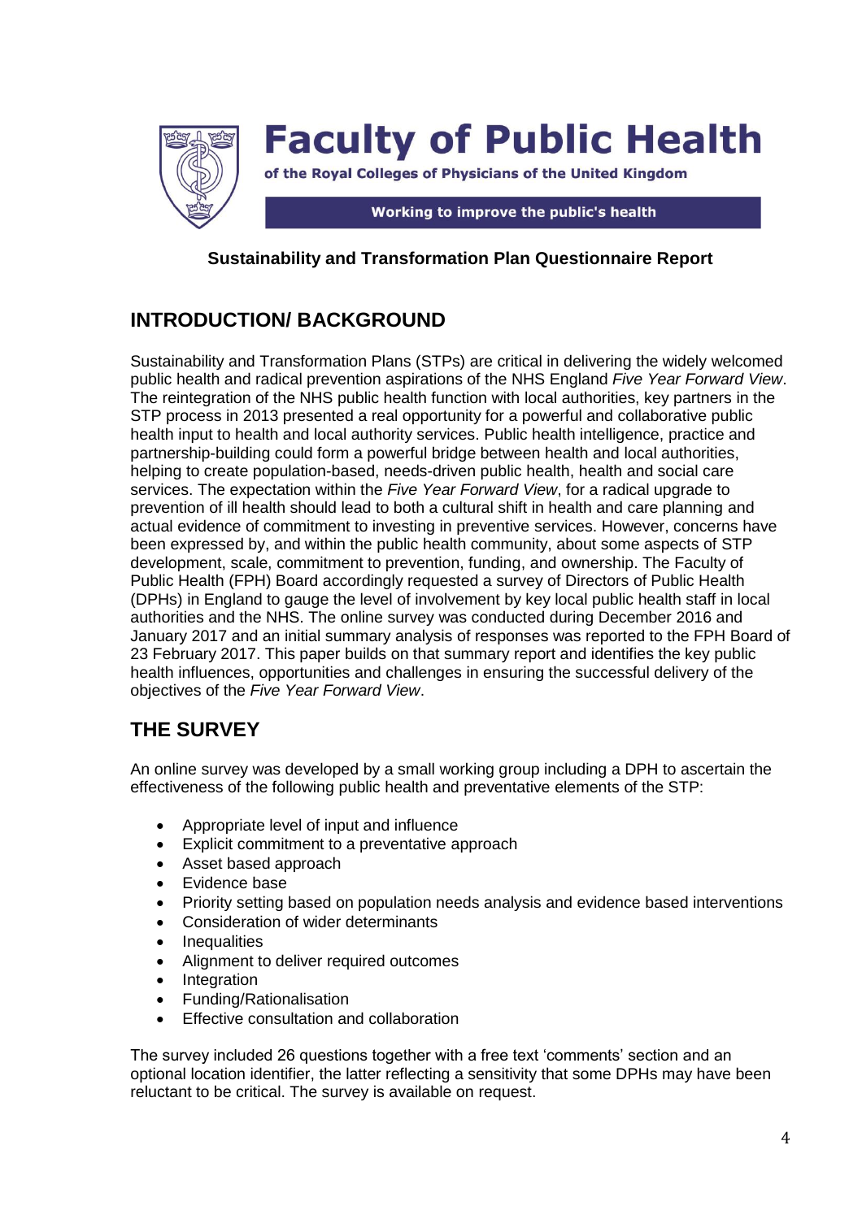# Faculty of Public Health

of the Royal Colleges of Physicians of the United Kingdom

Working to improve the public's health

**Sustainability and Transformation Plan Questionnaire Report**

## INTRODUCTION/ BACKGROUND

Sustainability and Transformation Plans (STPs) are critical in delivering the widely welcomed public health and radical prevention aspirations of the NHS England *Five Year Forward View*. The reintegration of the NHS public health function with local authorities, key partners in the STP process in 2013 presented a real opportunity for a powerful and collaborative public health input to health and local authority services. Public health intelligence, practice and partnership-building could form a powerful bridge between health and local authorities, helping to create population-based, needs-driven public health, health and social care services. The expectation within the *Five Year Forward View*, for a radical upgrade to prevention of ill health should lead to both a cultural shift in health and care planning and actual evidence of commitment to investing in preventive services. However, concerns have been expressed by, and within the public health community, about some aspects of STP development, scale, commitment to prevention, funding, and ownership. The Faculty of Public Health (FPH) Board accordingly requested a survey of Directors of Public Health (DPHs) in England to gauge the level of involvement by key local public health staff in local authorities and the NHS. The online survey was conducted during December 2016 and January 2017 and an initial summary analysis of responses was reported to the FPH Board of 23 February 2017. This paper builds on that summary report and identifies the key public health influences, opportunities and challenges in ensuring the successful delivery of the objectives of the *Five Year Forward View*.

## THE SURVEY

An online survey was developed by a small working group including a DPH to ascertain the effectiveness of the following public health and preventative elements of the STP:

- Appropriate level of input and influence
- Explicit commitment to a preventative approach
- Asset based approach
- Evidence base
- Priority setting based on population needs analysis and evidence based interventions
- Consideration of wider determinants
- Inequalities
- Alignment to deliver required outcomes
- Integration
- Funding/Rationalisation
- Effective consultation and collaboration

The survey included 26 questions together with a free text 'comments' section and an optional location identifier, the latter reflecting a sensitivity that some DPHs may have been reluctant to be critical. The survey is available on request.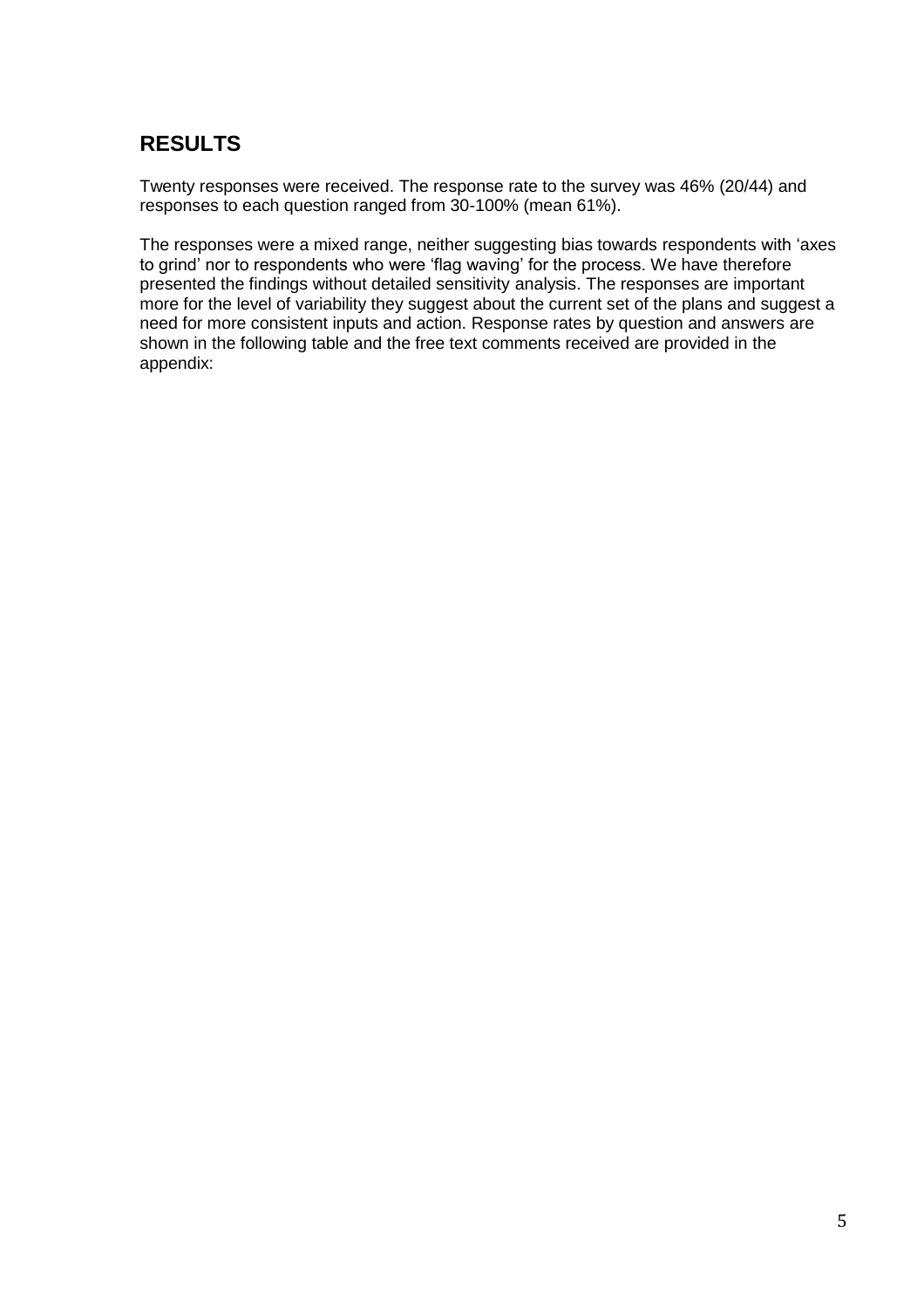## RESULTS

Twenty responses were received. The response rate to the survey was 46% (20/44) and responses to each question ranged from 30-100% (mean 61%).

The responses were a mixed range, neither suggesting bias towards respondents with 'axes to grind' nor to respondents who were 'flag waving' for the process. We have therefore presented the findings without detailed sensitivity analysis. The responses are important more for the level of variability they suggest about the current set of the plans and suggest a need for more consistent inputs and action. Response rates by question and answers are shown in the following table and the free text comments received are provided in the appendix: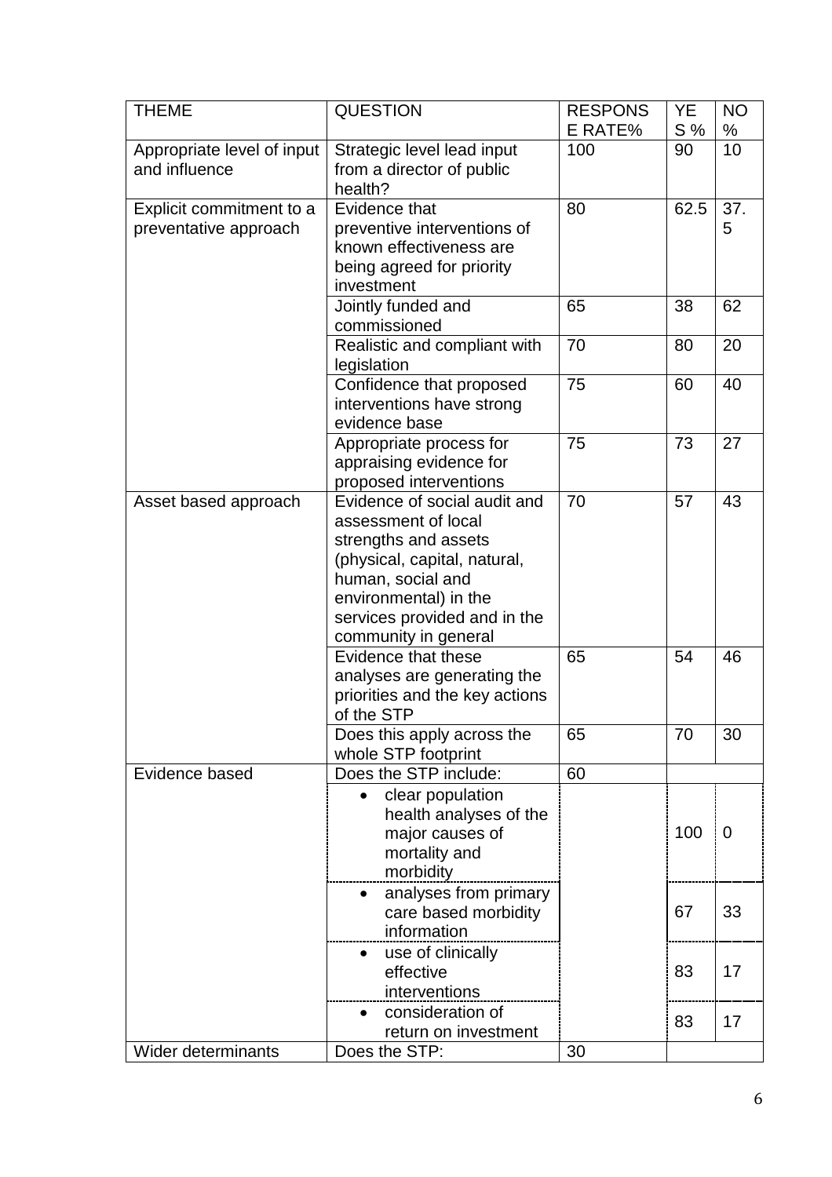| THEME | QUESTION | RESPONSE RATE% | YES % | NO % |
|---|---|---|---|---|
| Appropriate level of input and influence | Strategic level lead input from a director of public health? | 100 | 90 | 10 |
| Explicit commitment to a preventative approach | Evidence that preventive interventions of known effectiveness are being agreed for priority investment | 80 | 62.5 | 37.5 |
| | Jointly funded and commissioned | 65 | 38 | 62 |
| | Realistic and compliant with legislation | 70 | 80 | 20 |
| | Confidence that proposed interventions have strong evidence base | 75 | 60 | 40 |
| | Appropriate process for appraising evidence for proposed interventions | 75 | 73 | 27 |
| Asset based approach | Evidence of social audit and assessment of local strengths and assets (physical, capital, natural, human, social and environmental) in the services provided and in the community in general | 70 | 57 | 43 |
| | Evidence that these analyses are generating the priorities and the key actions of the STP | 65 | 54 | 46 |
| | Does this apply across the whole STP footprint | 65 | 70 | 30 |
| Evidence based | Does the STP include: | 60 | | |
| | • clear population health analyses of the major causes of mortality and morbidity | | 100 | 0 |
| | • analyses from primary care based morbidity information | | 67 | 33 |
| | • use of clinically effective interventions | | 83 | 17 |
| | • consideration of return on investment | | 83 | 17 |
| Wider determinants | Does the STP: | 30 | | |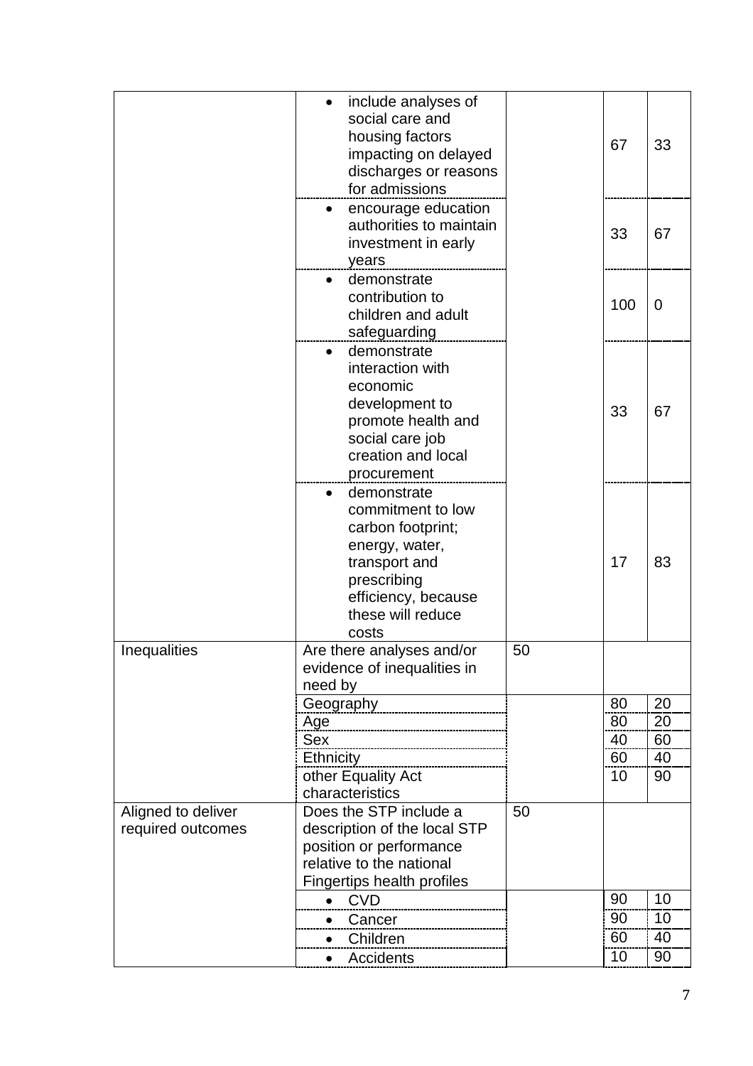| | | | | |
|---|---|---|---|---|
| | • include analyses of social care and housing factors impacting on delayed discharges or reasons for admissions | | 67 | 33 |
| | • encourage education authorities to maintain investment in early years | | 33 | 67 |
| | • demonstrate contribution to children and adult safeguarding | | 100 | 0 |
| | • demonstrate interaction with economic development to promote health and social care job creation and local procurement | | 33 | 67 |
| | • demonstrate commitment to low carbon footprint; energy, water, transport and prescribing efficiency, because these will reduce costs | | 17 | 83 |
| Inequalities | Are there analyses and/or evidence of inequalities in need by | 50 | | |
| | Geography | | 80 | 20 |
| | Age | | 80 | 20 |
| | Sex | | 40 | 60 |
| | Ethnicity | | 60 | 40 |
| | other Equality Act characteristics | | 10 | 90 |
| Aligned to deliver required outcomes | Does the STP include a description of the local STP position or performance relative to the national Fingertips health profiles | 50 | | |
| | • CVD | | 90 | 10 |
| | • Cancer | | 90 | 10 |
| | • Children | | 60 | 40 |
| | • Accidents | | 10 | 90 |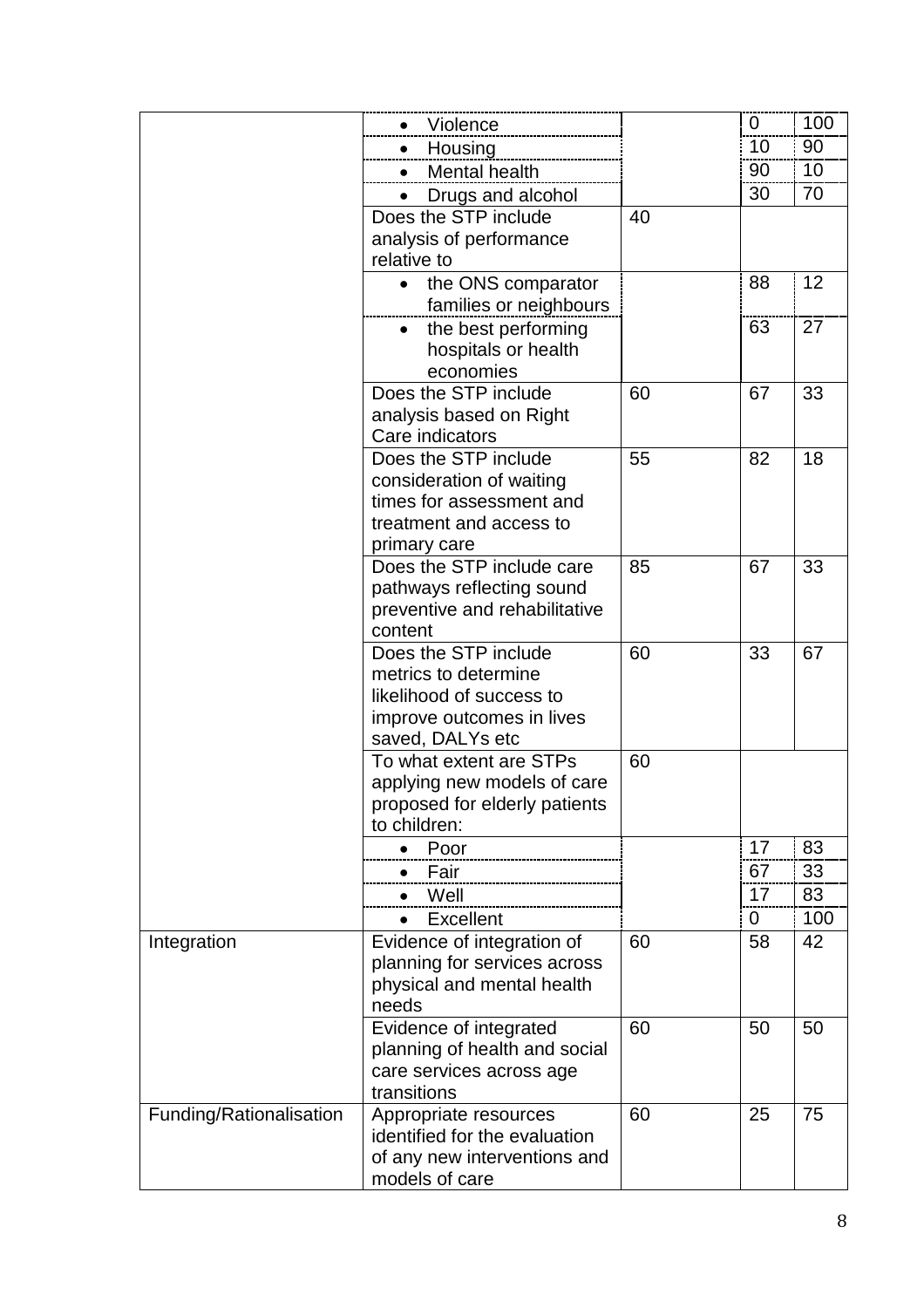| | | | | |
|---|---|---|---|---|
| | • Violence | | 0 | 100 |
| | • Housing | | 10 | 90 |
| | • Mental health | | 90 | 10 |
| | • Drugs and alcohol | | 30 | 70 |
| | Does the STP include analysis of performance relative to | 40 | | |
| | • the ONS comparator families or neighbours | | 88 | 12 |
| | • the best performing hospitals or health economies | | 63 | 27 |
| | Does the STP include analysis based on Right Care indicators | 60 | 67 | 33 |
| | Does the STP include consideration of waiting times for assessment and treatment and access to primary care | 55 | 82 | 18 |
| | Does the STP include care pathways reflecting sound preventive and rehabilitative content | 85 | 67 | 33 |
| | Does the STP include metrics to determine likelihood of success to improve outcomes in lives saved, DALYs etc | 60 | 33 | 67 |
| | To what extent are STPs applying new models of care proposed for elderly patients to children: | 60 | | |
| | • Poor | | 17 | 83 |
| | • Fair | | 67 | 33 |
| | • Well | | 17 | 83 |
| | • Excellent | | 0 | 100 |
| Integration | Evidence of integration of planning for services across physical and mental health needs | 60 | 58 | 42 |
| | Evidence of integrated planning of health and social care services across age transitions | 60 | 50 | 50 |
| Funding/Rationalisation | Appropriate resources identified for the evaluation of any new interventions and models of care | 60 | 25 | 75 |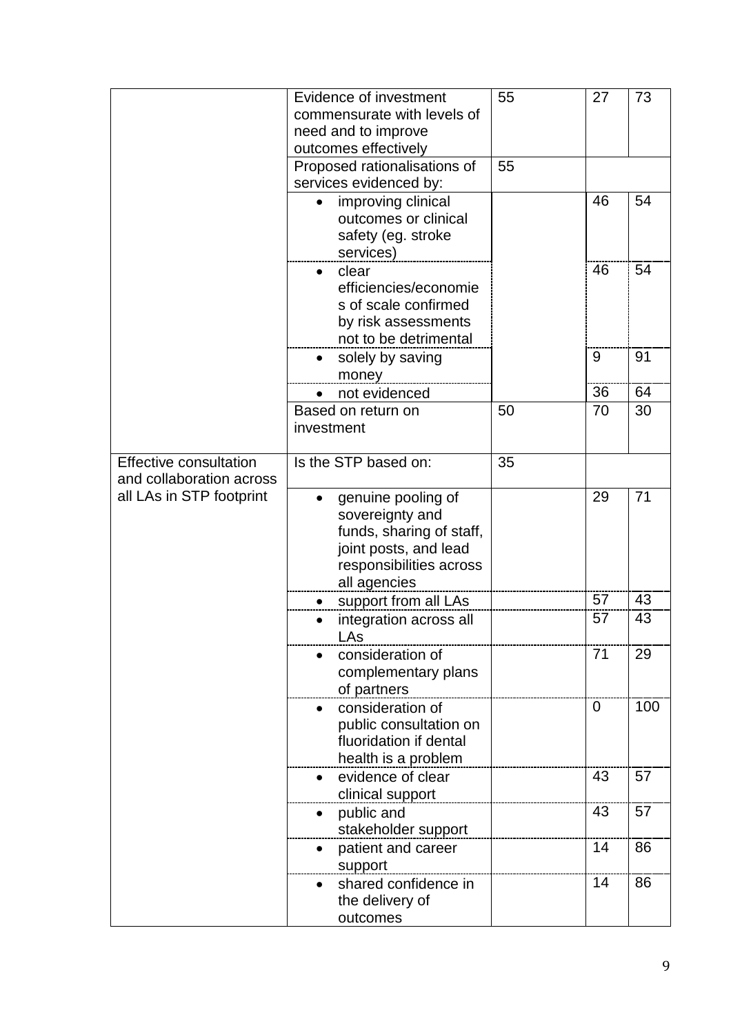| | | | | |
|---|---|---|---|---|
| | Evidence of investment commensurate with levels of need and to improve outcomes effectively | 55 | 27 | 73 |
| | Proposed rationalisations of services evidenced by: | 55 | | |
| | • improving clinical outcomes or clinical safety (eg. stroke services) | | 46 | 54 |
| | • clear efficiencies/economies of scale confirmed by risk assessments not to be detrimental | | 46 | 54 |
| | • solely by saving money | | 9 | 91 |
| | • not evidenced | | 36 | 64 |
| | Based on return on investment | 50 | 70 | 30 |
| Effective consultation and collaboration across all LAs in STP footprint | Is the STP based on: | 35 | | |
| | • genuine pooling of sovereignty and funds, sharing of staff, joint posts, and lead responsibilities across all agencies | | 29 | 71 |
| | • support from all LAs | | 57 | 43 |
| | • integration across all LAs | | 57 | 43 |
| | • consideration of complementary plans of partners | | 71 | 29 |
| | • consideration of public consultation on fluoridation if dental health is a problem | | 0 | 100 |
| | • evidence of clear clinical support | | 43 | 57 |
| | • public and stakeholder support | | 43 | 57 |
| | • patient and career support | | 14 | 86 |
| | • shared confidence in the delivery of outcomes | | 14 | 86 |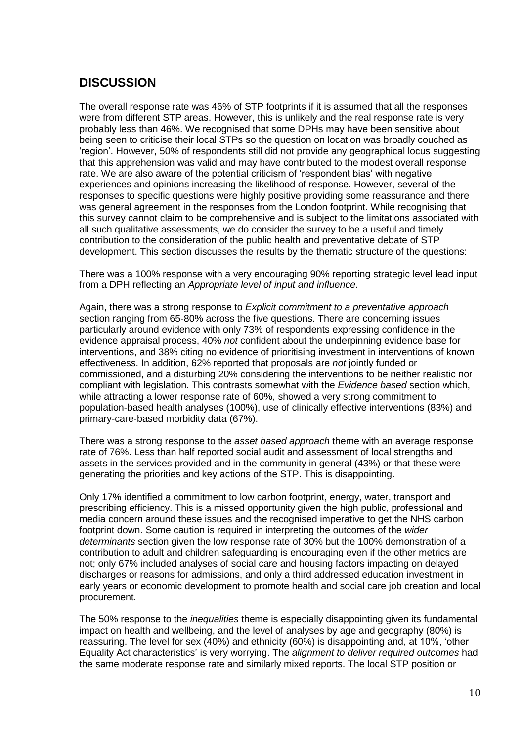## DISCUSSION

The overall response rate was 46% of STP footprints if it is assumed that all the responses were from different STP areas. However, this is unlikely and the real response rate is very probably less than 46%. We recognised that some DPHs may have been sensitive about being seen to criticise their local STPs so the question on location was broadly couched as 'region'. However, 50% of respondents still did not provide any geographical locus suggesting that this apprehension was valid and may have contributed to the modest overall response rate. We are also aware of the potential criticism of 'respondent bias' with negative experiences and opinions increasing the likelihood of response. However, several of the responses to specific questions were highly positive providing some reassurance and there was general agreement in the responses from the London footprint. While recognising that this survey cannot claim to be comprehensive and is subject to the limitations associated with all such qualitative assessments, we do consider the survey to be a useful and timely contribution to the consideration of the public health and preventative debate of STP development. This section discusses the results by the thematic structure of the questions:

There was a 100% response with a very encouraging 90% reporting strategic level lead input from a DPH reflecting an *Appropriate level of input and influence*.

Again, there was a strong response to *Explicit commitment to a preventative approach* section ranging from 65-80% across the five questions. There are concerning issues particularly around evidence with only 73% of respondents expressing confidence in the evidence appraisal process, 40% *not* confident about the underpinning evidence base for interventions, and 38% citing no evidence of prioritising investment in interventions of known effectiveness. In addition, 62% reported that proposals are *not* jointly funded or commissioned, and a disturbing 20% considering the interventions to be neither realistic nor compliant with legislation. This contrasts somewhat with the *Evidence based* section which, while attracting a lower response rate of 60%, showed a very strong commitment to population-based health analyses (100%), use of clinically effective interventions (83%) and primary-care-based morbidity data (67%).

There was a strong response to the *asset based approach* theme with an average response rate of 76%. Less than half reported social audit and assessment of local strengths and assets in the services provided and in the community in general (43%) or that these were generating the priorities and key actions of the STP. This is disappointing.

Only 17% identified a commitment to low carbon footprint, energy, water, transport and prescribing efficiency. This is a missed opportunity given the high public, professional and media concern around these issues and the recognised imperative to get the NHS carbon footprint down. Some caution is required in interpreting the outcomes of the *wider determinants* section given the low response rate of 30% but the 100% demonstration of a contribution to adult and children safeguarding is encouraging even if the other metrics are not; only 67% included analyses of social care and housing factors impacting on delayed discharges or reasons for admissions, and only a third addressed education investment in early years or economic development to promote health and social care job creation and local procurement.

The 50% response to the *inequalities* theme is especially disappointing given its fundamental impact on health and wellbeing, and the level of analyses by age and geography (80%) is reassuring. The level for sex (40%) and ethnicity (60%) is disappointing and, at 10%, 'other Equality Act characteristics' is very worrying. The *alignment to deliver required outcomes* had the same moderate response rate and similarly mixed reports. The local STP position or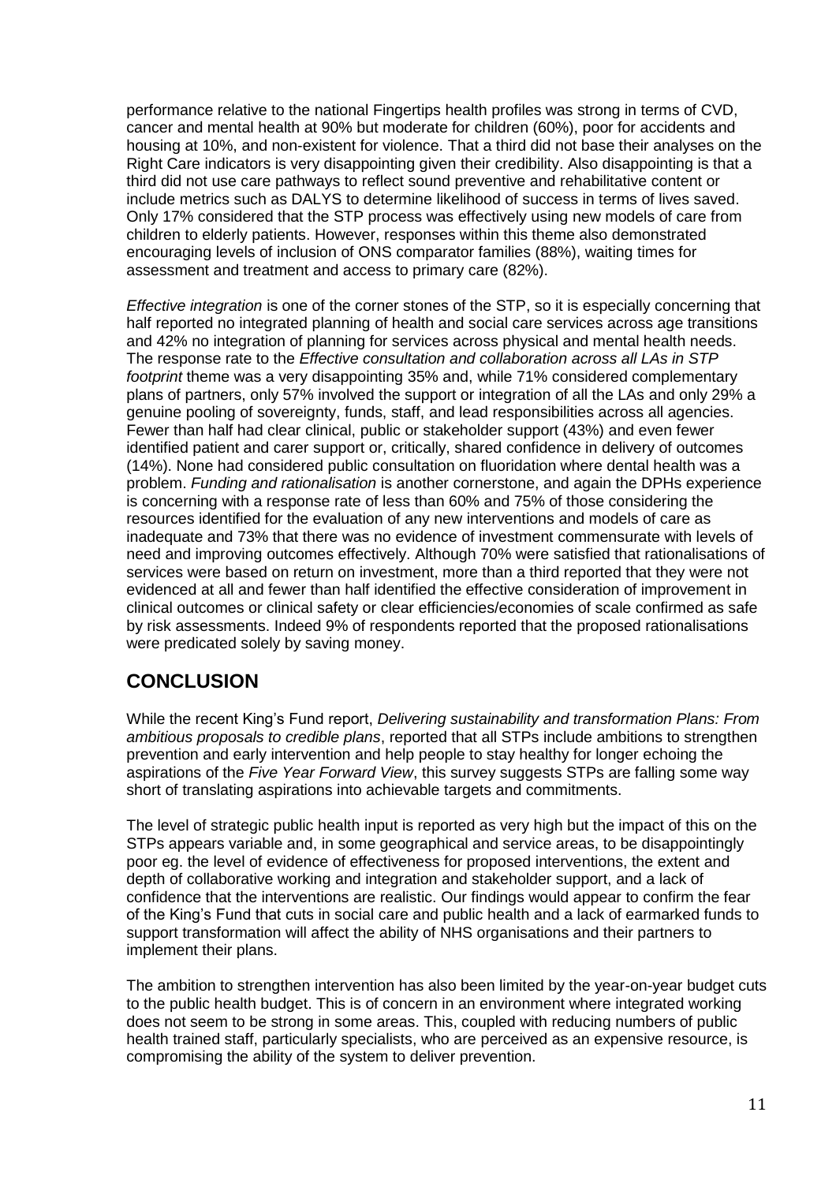performance relative to the national Fingertips health profiles was strong in terms of CVD, cancer and mental health at 90% but moderate for children (60%), poor for accidents and housing at 10%, and non-existent for violence. That a third did not base their analyses on the Right Care indicators is very disappointing given their credibility. Also disappointing is that a third did not use care pathways to reflect sound preventive and rehabilitative content or include metrics such as DALYS to determine likelihood of success in terms of lives saved. Only 17% considered that the STP process was effectively using new models of care from children to elderly patients. However, responses within this theme also demonstrated encouraging levels of inclusion of ONS comparator families (88%), waiting times for assessment and treatment and access to primary care (82%).

*Effective integration* is one of the corner stones of the STP, so it is especially concerning that half reported no integrated planning of health and social care services across age transitions and 42% no integration of planning for services across physical and mental health needs. The response rate to the *Effective consultation and collaboration across all LAs in STP footprint* theme was a very disappointing 35% and, while 71% considered complementary plans of partners, only 57% involved the support or integration of all the LAs and only 29% a genuine pooling of sovereignty, funds, staff, and lead responsibilities across all agencies. Fewer than half had clear clinical, public or stakeholder support (43%) and even fewer identified patient and carer support or, critically, shared confidence in delivery of outcomes (14%). None had considered public consultation on fluoridation where dental health was a problem. *Funding and rationalisation* is another cornerstone, and again the DPHs experience is concerning with a response rate of less than 60% and 75% of those considering the resources identified for the evaluation of any new interventions and models of care as inadequate and 73% that there was no evidence of investment commensurate with levels of need and improving outcomes effectively. Although 70% were satisfied that rationalisations of services were based on return on investment, more than a third reported that they were not evidenced at all and fewer than half identified the effective consideration of improvement in clinical outcomes or clinical safety or clear efficiencies/economies of scale confirmed as safe by risk assessments. Indeed 9% of respondents reported that the proposed rationalisations were predicated solely by saving money.

## CONCLUSION

While the recent King's Fund report, *Delivering sustainability and transformation Plans: From ambitious proposals to credible plans*, reported that all STPs include ambitions to strengthen prevention and early intervention and help people to stay healthy for longer echoing the aspirations of the *Five Year Forward View*, this survey suggests STPs are falling some way short of translating aspirations into achievable targets and commitments.

The level of strategic public health input is reported as very high but the impact of this on the STPs appears variable and, in some geographical and service areas, to be disappointingly poor eg. the level of evidence of effectiveness for proposed interventions, the extent and depth of collaborative working and integration and stakeholder support, and a lack of confidence that the interventions are realistic. Our findings would appear to confirm the fear of the King's Fund that cuts in social care and public health and a lack of earmarked funds to support transformation will affect the ability of NHS organisations and their partners to implement their plans.

The ambition to strengthen intervention has also been limited by the year-on-year budget cuts to the public health budget. This is of concern in an environment where integrated working does not seem to be strong in some areas. This, coupled with reducing numbers of public health trained staff, particularly specialists, who are perceived as an expensive resource, is compromising the ability of the system to deliver prevention.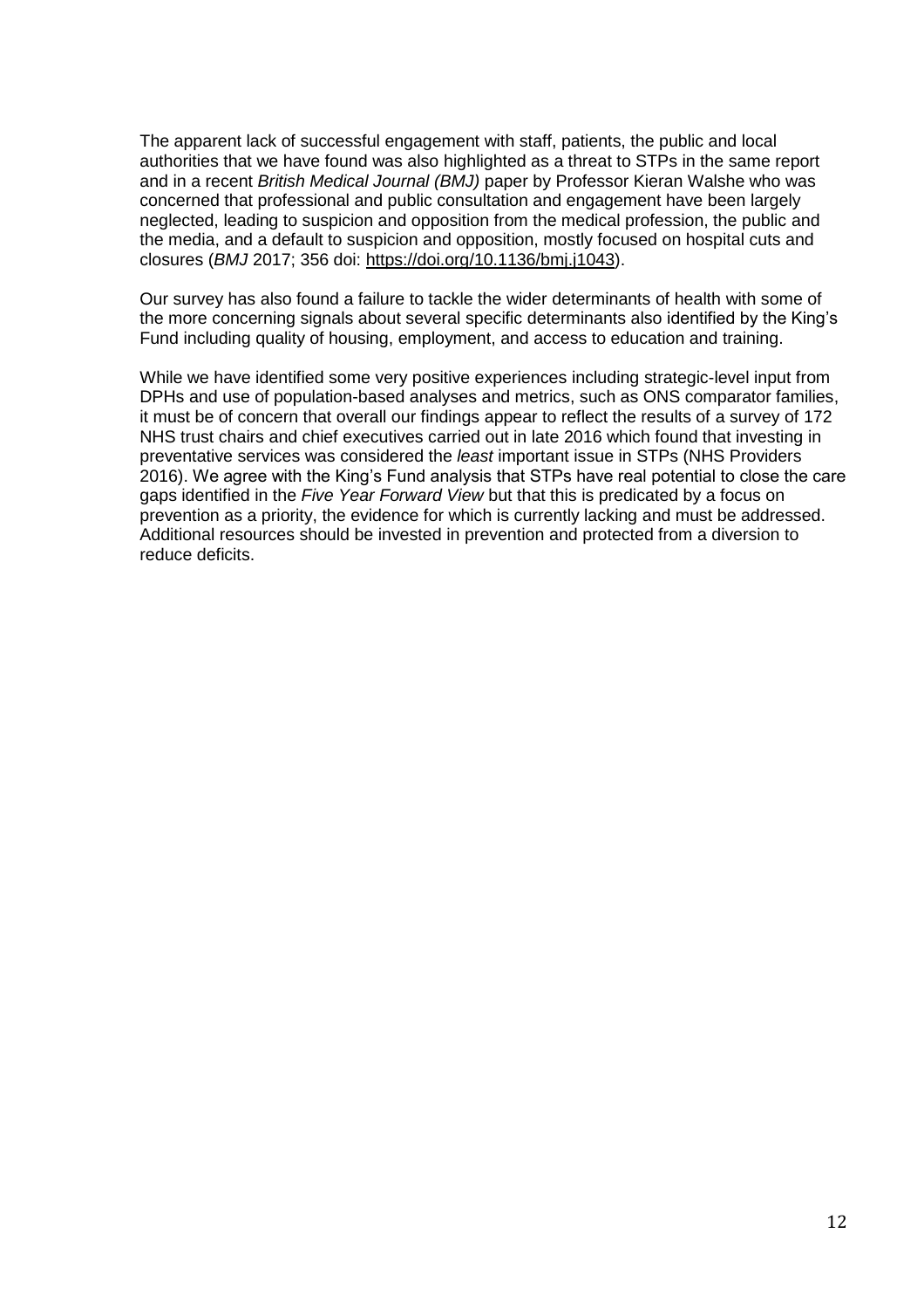The apparent lack of successful engagement with staff, patients, the public and local authorities that we have found was also highlighted as a threat to STPs in the same report and in a recent *British Medical Journal (BMJ)* paper by Professor Kieran Walshe who was concerned that professional and public consultation and engagement have been largely neglected, leading to suspicion and opposition from the medical profession, the public and the media, and a default to suspicion and opposition, mostly focused on hospital cuts and closures (*BMJ* 2017; 356 doi: https://doi.org/10.1136/bmj.j1043).

Our survey has also found a failure to tackle the wider determinants of health with some of the more concerning signals about several specific determinants also identified by the King's Fund including quality of housing, employment, and access to education and training.

While we have identified some very positive experiences including strategic-level input from DPHs and use of population-based analyses and metrics, such as ONS comparator families, it must be of concern that overall our findings appear to reflect the results of a survey of 172 NHS trust chairs and chief executives carried out in late 2016 which found that investing in preventative services was considered the *least* important issue in STPs (NHS Providers 2016). We agree with the King's Fund analysis that STPs have real potential to close the care gaps identified in the *Five Year Forward View* but that this is predicated by a focus on prevention as a priority, the evidence for which is currently lacking and must be addressed. Additional resources should be invested in prevention and protected from a diversion to reduce deficits.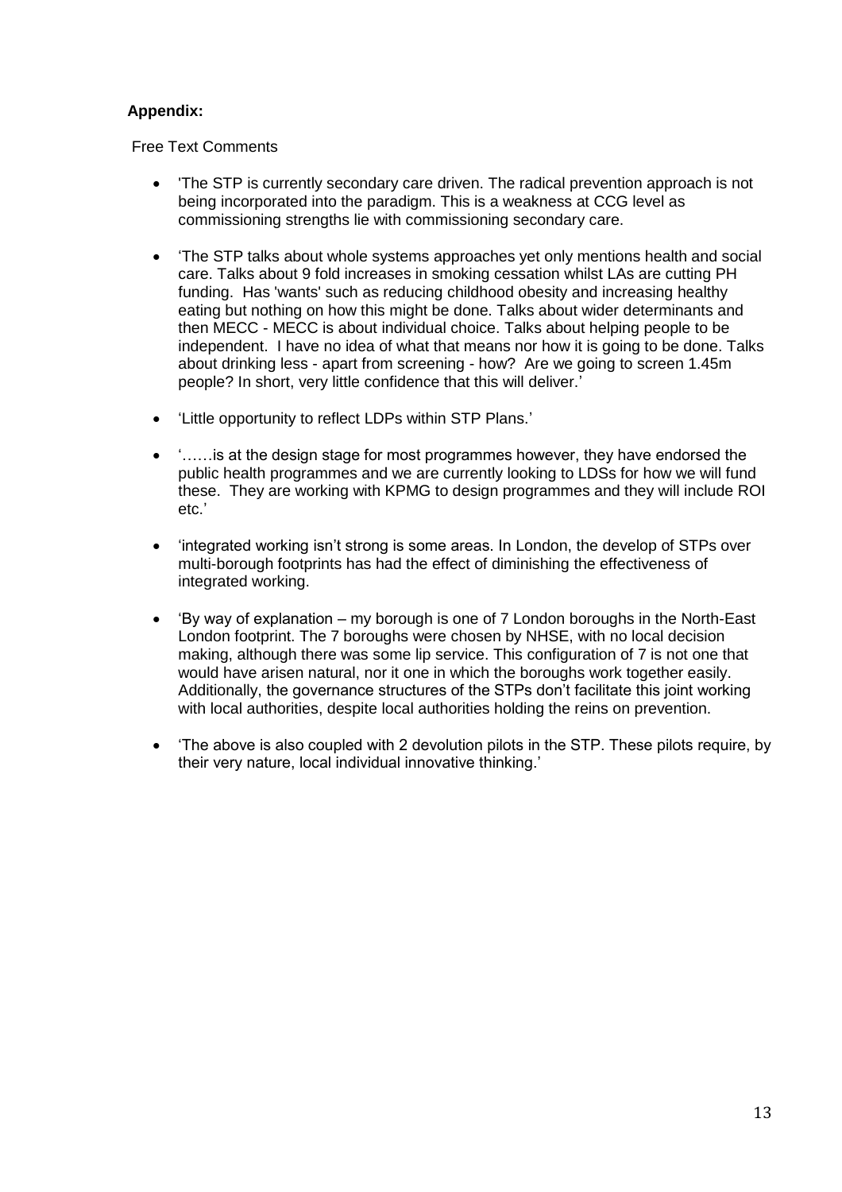**Appendix:**

Free Text Comments

- 'The STP is currently secondary care driven. The radical prevention approach is not being incorporated into the paradigm. This is a weakness at CCG level as commissioning strengths lie with commissioning secondary care.
- 'The STP talks about whole systems approaches yet only mentions health and social care. Talks about 9 fold increases in smoking cessation whilst LAs are cutting PH funding. Has 'wants' such as reducing childhood obesity and increasing healthy eating but nothing on how this might be done. Talks about wider determinants and then MECC - MECC is about individual choice. Talks about helping people to be independent. I have no idea of what that means nor how it is going to be done. Talks about drinking less - apart from screening - how? Are we going to screen 1.45m people? In short, very little confidence that this will deliver.'
- 'Little opportunity to reflect LDPs within STP Plans.'
- '……is at the design stage for most programmes however, they have endorsed the public health programmes and we are currently looking to LDSs for how we will fund these. They are working with KPMG to design programmes and they will include ROI etc.'
- 'integrated working isn't strong is some areas. In London, the develop of STPs over multi-borough footprints has had the effect of diminishing the effectiveness of integrated working.
- 'By way of explanation – my borough is one of 7 London boroughs in the North-East London footprint. The 7 boroughs were chosen by NHSE, with no local decision making, although there was some lip service. This configuration of 7 is not one that would have arisen natural, nor it one in which the boroughs work together easily. Additionally, the governance structures of the STPs don't facilitate this joint working with local authorities, despite local authorities holding the reins on prevention.
- 'The above is also coupled with 2 devolution pilots in the STP. These pilots require, by their very nature, local individual innovative thinking.'